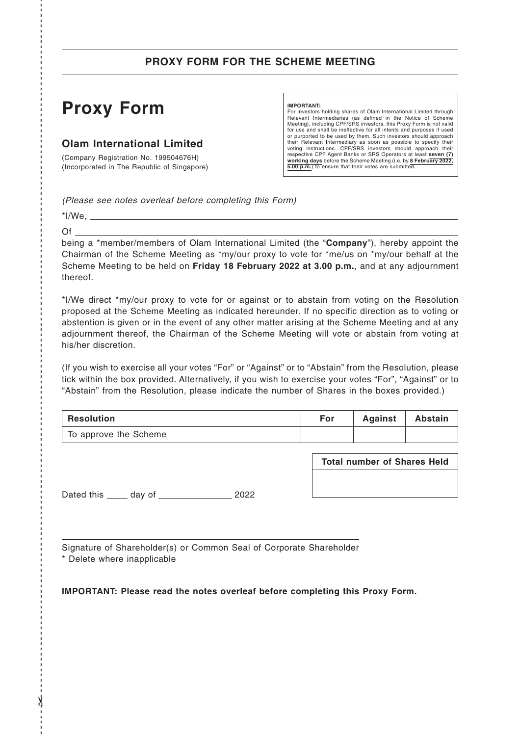## PROXY FORM FOR THE SCHEME MEETING

# Proxy Form

### Olam International Limited

(Company Registration No. 199504676H)
(Incorporated in The Republic of Singapore)

**IMPORTANT:**
For investors holding shares of Olam International Limited through Relevant Intermediaries (as defined in the Notice of Scheme Meeting), including CPF/SRS investors, this Proxy Form is not valid for use and shall be ineffective for all intents and purposes if used or purported to be used by them. Such investors should approach their Relevant Intermediary as soon as possible to specify their voting instructions. CPF/SRS investors should approach their respective CPF Agent Banks or SRS Operators at least **seven (7) working days** before the Scheme Meeting (i.e. by **8 February 2022, 5.00 p.m.**) to ensure that their votes are submitted.

*(Please see notes overleaf before completing this Form)*

*I/We, ______________________________

Of ______________________________

being a *member/members of Olam International Limited (the "**Company**"), hereby appoint the Chairman of the Scheme Meeting as *my/our proxy to vote for *me/us on *my/our behalf at the Scheme Meeting to be held on **Friday 18 February 2022 at 3.00 p.m.**, and at any adjournment thereof.

*I/We direct *my/our proxy to vote for or against or to abstain from voting on the Resolution proposed at the Scheme Meeting as indicated hereunder. If no specific direction as to voting or abstention is given or in the event of any other matter arising at the Scheme Meeting and at any adjournment thereof, the Chairman of the Scheme Meeting will vote or abstain from voting at his/her discretion.

(If you wish to exercise all your votes "For" or "Against" or to "Abstain" from the Resolution, please tick within the box provided. Alternatively, if you wish to exercise your votes "For", "Against" or to "Abstain" from the Resolution, please indicate the number of Shares in the boxes provided.)

| Resolution | For | Against | Abstain |
| --- | --- | --- | --- |
| To approve the Scheme | | | |

| Total number of Shares Held |
| --- |
| |

Dated this _____ day of _______________ 2022

______________________________
Signature of Shareholder(s) or Common Seal of Corporate Shareholder
* Delete where inapplicable

**IMPORTANT: Please read the notes overleaf before completing this Proxy Form.**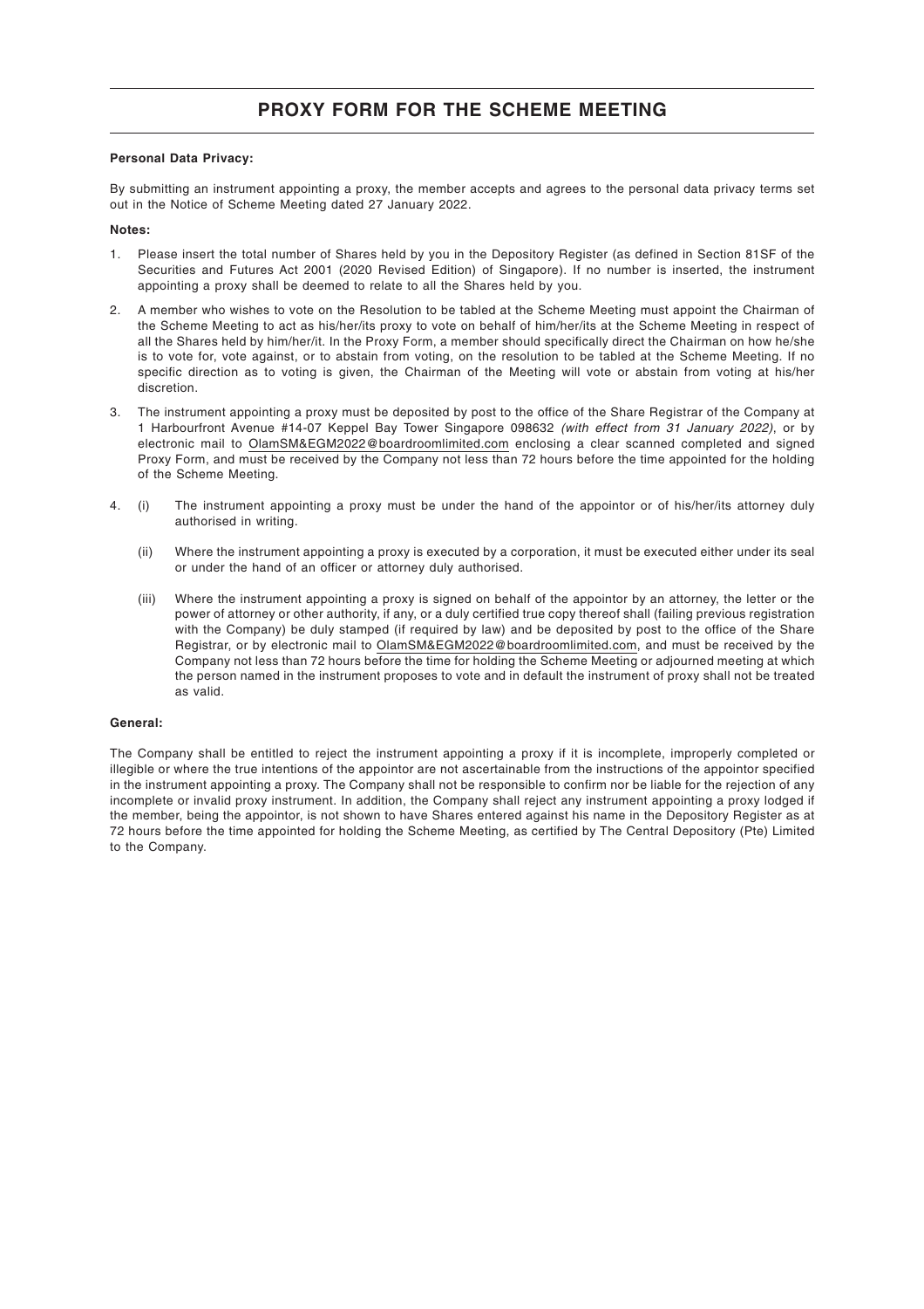# PROXY FORM FOR THE SCHEME MEETING

**Personal Data Privacy:**

By submitting an instrument appointing a proxy, the member accepts and agrees to the personal data privacy terms set out in the Notice of Scheme Meeting dated 27 January 2022.

**Notes:**

1. Please insert the total number of Shares held by you in the Depository Register (as defined in Section 81SF of the Securities and Futures Act 2001 (2020 Revised Edition) of Singapore). If no number is inserted, the instrument appointing a proxy shall be deemed to relate to all the Shares held by you.

2. A member who wishes to vote on the Resolution to be tabled at the Scheme Meeting must appoint the Chairman of the Scheme Meeting to act as his/her/its proxy to vote on behalf of him/her/its at the Scheme Meeting in respect of all the Shares held by him/her/it. In the Proxy Form, a member should specifically direct the Chairman on how he/she is to vote for, vote against, or to abstain from voting, on the resolution to be tabled at the Scheme Meeting. If no specific direction as to voting is given, the Chairman of the Meeting will vote or abstain from voting at his/her discretion.

3. The instrument appointing a proxy must be deposited by post to the office of the Share Registrar of the Company at 1 Harbourfront Avenue #14-07 Keppel Bay Tower Singapore 098632 *(with effect from 31 January 2022)*, or by electronic mail to OlamSM&EGM2022@boardroomlimited.com enclosing a clear scanned completed and signed Proxy Form, and must be received by the Company not less than 72 hours before the time appointed for the holding of the Scheme Meeting.

4. (i) The instrument appointing a proxy must be under the hand of the appointor or of his/her/its attorney duly authorised in writing.

   (ii) Where the instrument appointing a proxy is executed by a corporation, it must be executed either under its seal or under the hand of an officer or attorney duly authorised.

   (iii) Where the instrument appointing a proxy is signed on behalf of the appointor by an attorney, the letter or the power of attorney or other authority, if any, or a duly certified true copy thereof shall (failing previous registration with the Company) be duly stamped (if required by law) and be deposited by post to the office of the Share Registrar, or by electronic mail to OlamSM&EGM2022@boardroomlimited.com, and must be received by the Company not less than 72 hours before the time for holding the Scheme Meeting or adjourned meeting at which the person named in the instrument proposes to vote and in default the instrument of proxy shall not be treated as valid.

**General:**

The Company shall be entitled to reject the instrument appointing a proxy if it is incomplete, improperly completed or illegible or where the true intentions of the appointor are not ascertainable from the instructions of the appointor specified in the instrument appointing a proxy. The Company shall not be responsible to confirm nor be liable for the rejection of any incomplete or invalid proxy instrument. In addition, the Company shall reject any instrument appointing a proxy lodged if the member, being the appointor, is not shown to have Shares entered against his name in the Depository Register as at 72 hours before the time appointed for holding the Scheme Meeting, as certified by The Central Depository (Pte) Limited to the Company.